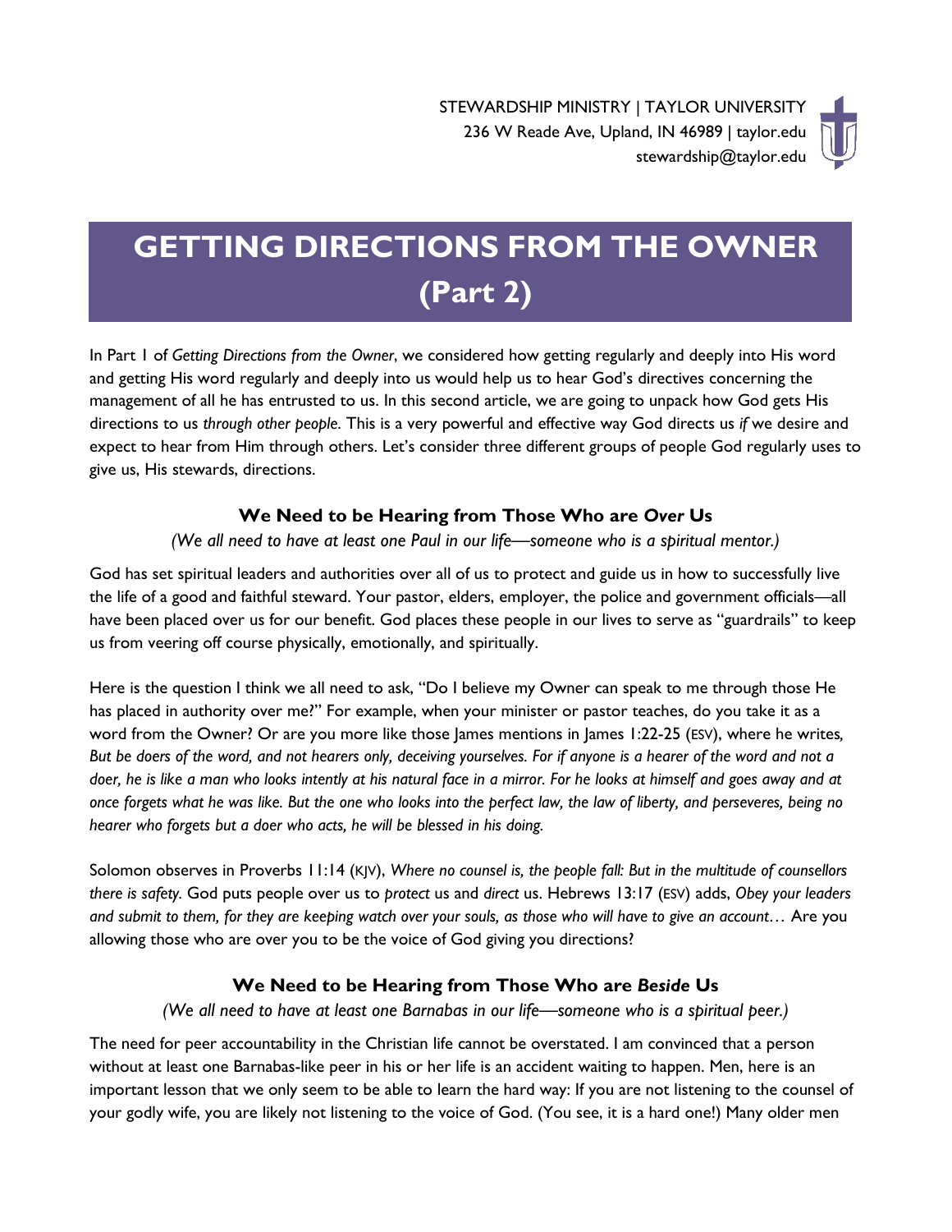STEWARDSHIP MINISTRY | TAYLOR UNIVERSITY
236 W Reade Ave, Upland, IN 46989 | taylor.edu
stewardship@taylor.edu

# GETTING DIRECTIONS FROM THE OWNER (Part 2)

In Part 1 of *Getting Directions from the Owner*, we considered how getting regularly and deeply into His word and getting His word regularly and deeply into us would help us to hear God's directives concerning the management of all he has entrusted to us. In this second article, we are going to unpack how God gets His directions to us *through other people*. This is a very powerful and effective way God directs us *if* we desire and expect to hear from Him through others. Let's consider three different groups of people God regularly uses to give us, His stewards, directions.

## We Need to be Hearing from Those Who are *Over* Us

*(We all need to have at least one Paul in our life—someone who is a spiritual mentor.)*

God has set spiritual leaders and authorities over all of us to protect and guide us in how to successfully live the life of a good and faithful steward. Your pastor, elders, employer, the police and government officials—all have been placed over us for our benefit. God places these people in our lives to serve as "guardrails" to keep us from veering off course physically, emotionally, and spiritually.

Here is the question I think we all need to ask, "Do I believe my Owner can speak to me through those He has placed in authority over me?" For example, when your minister or pastor teaches, do you take it as a word from the Owner? Or are you more like those James mentions in James 1:22-25 (ESV), where he writes, *But be doers of the word, and not hearers only, deceiving yourselves. For if anyone is a hearer of the word and not a doer, he is like a man who looks intently at his natural face in a mirror. For he looks at himself and goes away and at once forgets what he was like. But the one who looks into the perfect law, the law of liberty, and perseveres, being no hearer who forgets but a doer who acts, he will be blessed in his doing.*

Solomon observes in Proverbs 11:14 (KJV), *Where no counsel is, the people fall: But in the multitude of counsellors there is safety.* God puts people over us to *protect* us and *direct* us. Hebrews 13:17 (ESV) adds, *Obey your leaders and submit to them, for they are keeping watch over your souls, as those who will have to give an account…* Are you allowing those who are over you to be the voice of God giving you directions?

## We Need to be Hearing from Those Who are *Beside* Us

*(We all need to have at least one Barnabas in our life—someone who is a spiritual peer.)*

The need for peer accountability in the Christian life cannot be overstated. I am convinced that a person without at least one Barnabas-like peer in his or her life is an accident waiting to happen. Men, here is an important lesson that we only seem to be able to learn the hard way: If you are not listening to the counsel of your godly wife, you are likely not listening to the voice of God. (You see, it is a hard one!) Many older men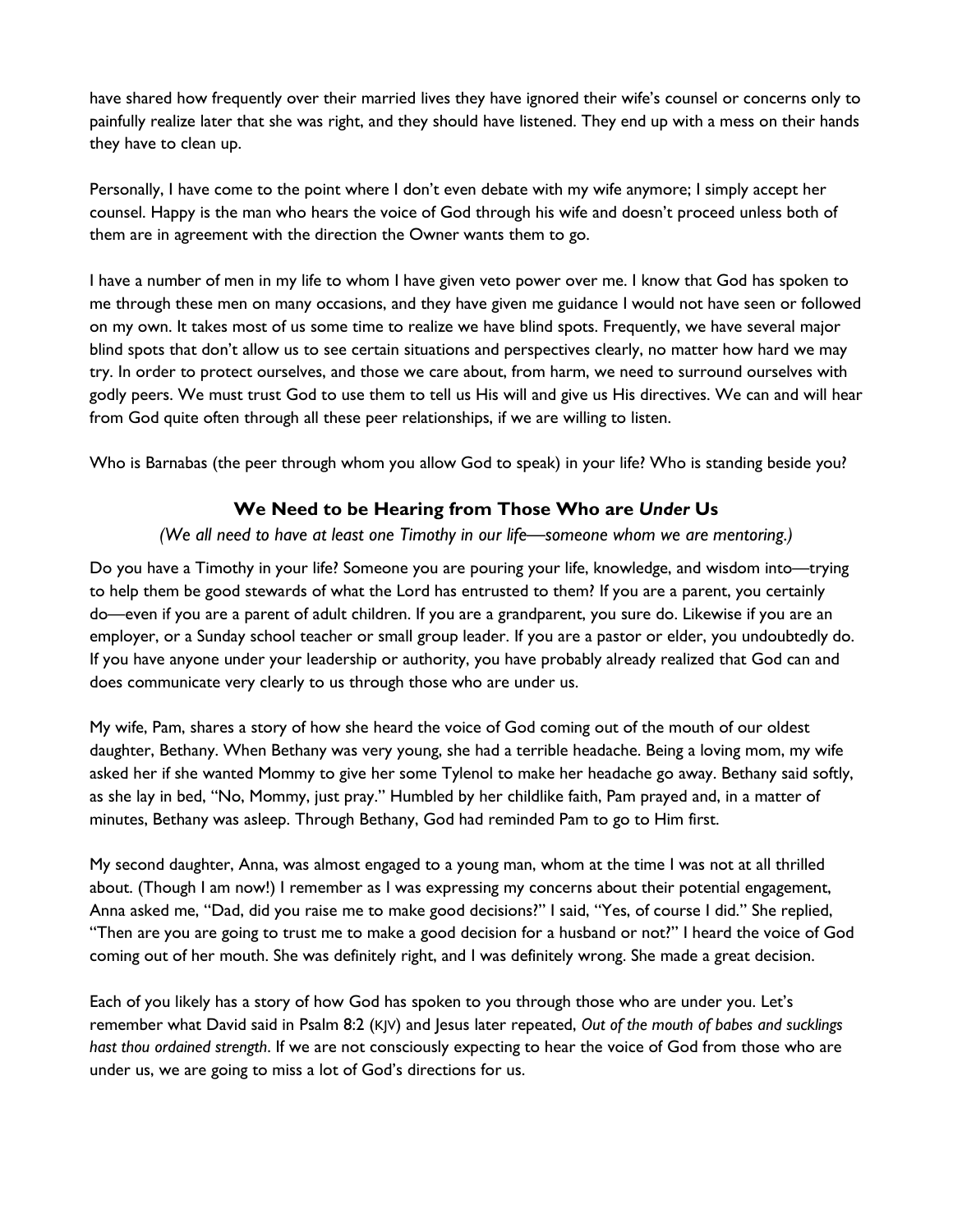have shared how frequently over their married lives they have ignored their wife's counsel or concerns only to painfully realize later that she was right, and they should have listened. They end up with a mess on their hands they have to clean up.

Personally, I have come to the point where I don't even debate with my wife anymore; I simply accept her counsel. Happy is the man who hears the voice of God through his wife and doesn't proceed unless both of them are in agreement with the direction the Owner wants them to go.

I have a number of men in my life to whom I have given veto power over me. I know that God has spoken to me through these men on many occasions, and they have given me guidance I would not have seen or followed on my own. It takes most of us some time to realize we have blind spots. Frequently, we have several major blind spots that don't allow us to see certain situations and perspectives clearly, no matter how hard we may try. In order to protect ourselves, and those we care about, from harm, we need to surround ourselves with godly peers. We must trust God to use them to tell us His will and give us His directives. We can and will hear from God quite often through all these peer relationships, if we are willing to listen.

Who is Barnabas (the peer through whom you allow God to speak) in your life? Who is standing beside you?

### We Need to be Hearing from Those Who are *Under* Us

*(We all need to have at least one Timothy in our life—someone whom we are mentoring.)*

Do you have a Timothy in your life? Someone you are pouring your life, knowledge, and wisdom into—trying to help them be good stewards of what the Lord has entrusted to them? If you are a parent, you certainly do—even if you are a parent of adult children. If you are a grandparent, you sure do. Likewise if you are an employer, or a Sunday school teacher or small group leader. If you are a pastor or elder, you undoubtedly do. If you have anyone under your leadership or authority, you have probably already realized that God can and does communicate very clearly to us through those who are under us.

My wife, Pam, shares a story of how she heard the voice of God coming out of the mouth of our oldest daughter, Bethany. When Bethany was very young, she had a terrible headache. Being a loving mom, my wife asked her if she wanted Mommy to give her some Tylenol to make her headache go away. Bethany said softly, as she lay in bed, "No, Mommy, just pray." Humbled by her childlike faith, Pam prayed and, in a matter of minutes, Bethany was asleep. Through Bethany, God had reminded Pam to go to Him first.

My second daughter, Anna, was almost engaged to a young man, whom at the time I was not at all thrilled about. (Though I am now!) I remember as I was expressing my concerns about their potential engagement, Anna asked me, "Dad, did you raise me to make good decisions?" I said, "Yes, of course I did." She replied, "Then are you are going to trust me to make a good decision for a husband or not?" I heard the voice of God coming out of her mouth. She was definitely right, and I was definitely wrong. She made a great decision.

Each of you likely has a story of how God has spoken to you through those who are under you. Let's remember what David said in Psalm 8:2 (KJV) and Jesus later repeated, *Out of the mouth of babes and sucklings hast thou ordained strength*. If we are not consciously expecting to hear the voice of God from those who are under us, we are going to miss a lot of God's directions for us.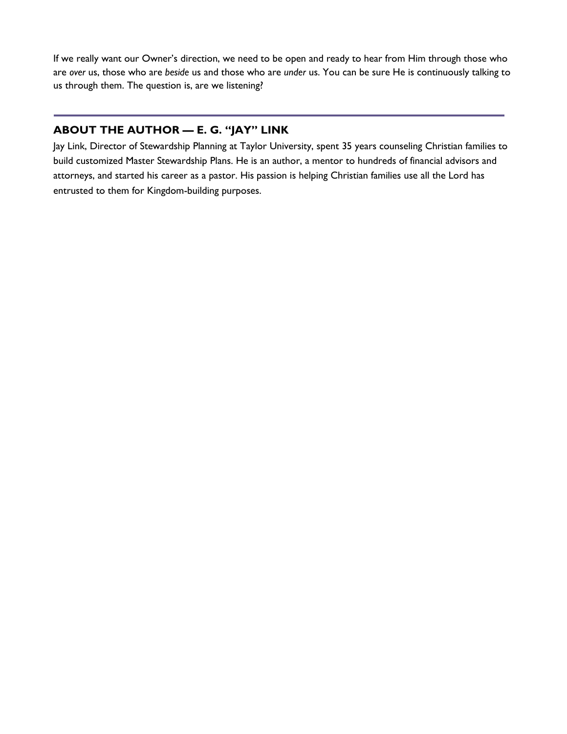If we really want our Owner's direction, we need to be open and ready to hear from Him through those who are *over* us, those who are *beside* us and those who are *under* us. You can be sure He is continuously talking to us through them. The question is, are we listening?

---

## ABOUT THE AUTHOR — E. G. "JAY" LINK

Jay Link, Director of Stewardship Planning at Taylor University, spent 35 years counseling Christian families to build customized Master Stewardship Plans. He is an author, a mentor to hundreds of financial advisors and attorneys, and started his career as a pastor. His passion is helping Christian families use all the Lord has entrusted to them for Kingdom-building purposes.